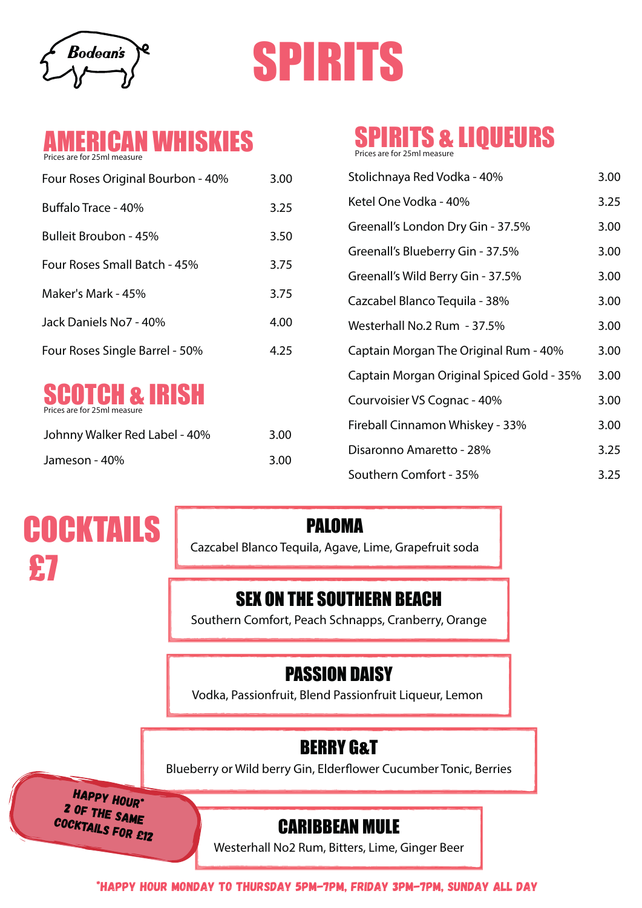Bodean's

# SPIRITS

## AMERICAN WHISKIES

Prices are for 25ml measure

| Item | Price |
| --- | --- |
| Four Roses Original Bourbon - 40% | 3.00 |
| Buffalo Trace - 40% | 3.25 |
| Bulleit Broubon - 45% | 3.50 |
| Four Roses Small Batch - 45% | 3.75 |
| Maker's Mark - 45% | 3.75 |
| Jack Daniels No7 - 40% | 4.00 |
| Four Roses Single Barrel - 50% | 4.25 |

## SCOTCH & IRISH

Prices are for 25ml measure

| Item | Price |
| --- | --- |
| Johnny Walker Red Label - 40% | 3.00 |
| Jameson - 40% | 3.00 |

## SPIRITS & LIQUEURS

Prices are for 25ml measure

| Item | Price |
| --- | --- |
| Stolichnaya Red Vodka - 40% | 3.00 |
| Ketel One Vodka - 40% | 3.25 |
| Greenall's London Dry Gin - 37.5% | 3.00 |
| Greenall's Blueberry Gin - 37.5% | 3.00 |
| Greenall's Wild Berry Gin - 37.5% | 3.00 |
| Cazcabel Blanco Tequila - 38% | 3.00 |
| Westerhall No.2 Rum - 37.5% | 3.00 |
| Captain Morgan The Original Rum - 40% | 3.00 |
| Captain Morgan Original Spiced Gold - 35% | 3.00 |
| Courvoisier VS Cognac - 40% | 3.00 |
| Fireball Cinnamon Whiskey - 33% | 3.00 |
| Disaronno Amaretto - 28% | 3.25 |
| Southern Comfort - 35% | 3.25 |

## COCKTAILS £7

### PALOMA

Cazcabel Blanco Tequila, Agave, Lime, Grapefruit soda

### SEX ON THE SOUTHERN BEACH

Southern Comfort, Peach Schnapps, Cranberry, Orange

### PASSION DAISY

Vodka, Passionfruit, Blend Passionfruit Liqueur, Lemon

### BERRY G&T

Blueberry or Wild berry Gin, Elderflower Cucumber Tonic, Berries

### CARIBBEAN MULE

Westerhall No2 Rum, Bitters, Lime, Ginger Beer

**HAPPY HOUR* 2 OF THE SAME COCKTAILS FOR £12**

*HAPPY HOUR MONDAY TO THURSDAY 5PM-7PM, FRIDAY 3PM-7PM, SUNDAY ALL DAY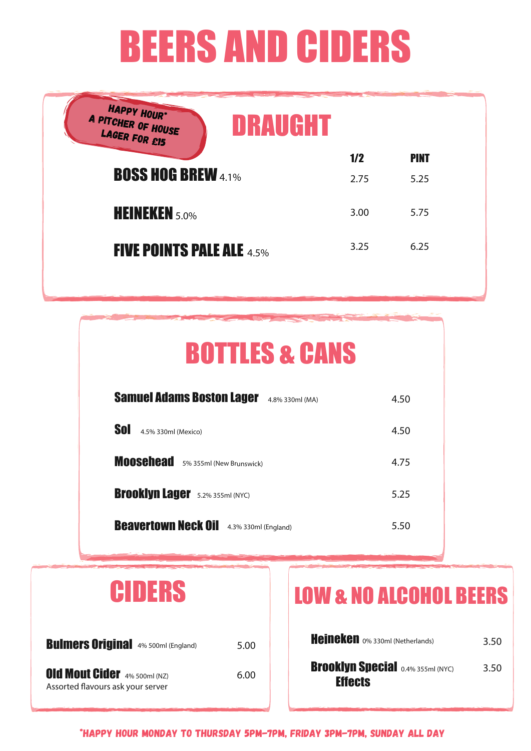# BEERS AND CIDERS

## DRAUGHT

**HAPPY HOUR* A PITCHER OF HOUSE LAGER FOR £15**

| | 1/2 | PINT |
|---|---|---|
| **BOSS HOG BREW** 4.1% | 2.75 | 5.25 |
| **HEINEKEN** 5.0% | 3.00 | 5.75 |
| **FIVE POINTS PALE ALE** 4.5% | 3.25 | 6.25 |

## BOTTLES & CANS

| | |
|---|---|
| **Samuel Adams Boston Lager** 4.8% 330ml (MA) | 4.50 |
| **Sol** 4.5% 330ml (Mexico) | 4.50 |
| **Moosehead** 5% 355ml (New Brunswick) | 4.75 |
| **Brooklyn Lager** 5.2% 355ml (NYC) | 5.25 |
| **Beavertown Neck Oil** 4.3% 330ml (England) | 5.50 |

## CIDERS

| | |
|---|---|
| **Bulmers Original** 4% 500ml (England) | 5.00 |
| **Old Mout Cider** 4% 500ml (NZ) Assorted flavours ask your server | 6.00 |

## LOW & NO ALCOHOL BEERS

| | |
|---|---|
| **Heineken** 0% 330ml (Netherlands) | 3.50 |
| **Brooklyn Special Effects** 0.4% 355ml (NYC) | 3.50 |

*HAPPY HOUR MONDAY TO THURSDAY 5PM-7PM, FRIDAY 3PM-7PM, SUNDAY ALL DAY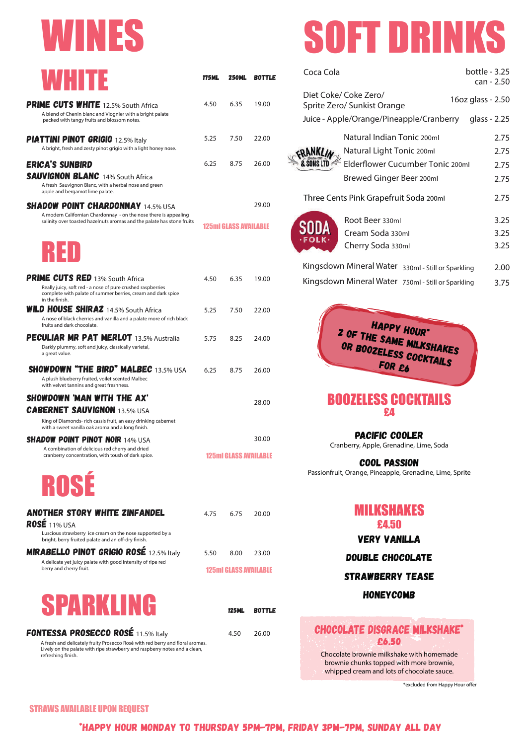# WINES

## WHITE

| | 175ML | 250ML | BOTTLE |
|---|---|---|---|
| **PRIME CUTS WHITE** 12.5% South Africa<br>A blend of Chenin blanc and Viognier with a bright palate packed with tangy fruits and blossom notes. | 4.50 | 6.35 | 19.00 |
| **PIATTINI PINOT GRIGIO** 12.5% Italy<br>A bright, fresh and zesty pinot grigio with a light honey nose. | 5.25 | 7.50 | 22.00 |
| **ERICA'S SUNBIRD SAUVIGNON BLANC** 14% South Africa<br>A fresh Sauvignon Blanc, with a herbal nose and green apple and bergamot lime palate. | 6.25 | 8.75 | 26.00 |
| **SHADOW POINT CHARDONNAY** 14.5% USA<br>A modern Californian Chardonnay - on the nose there is appealing salinity over toasted hazelnuts aromas and the palate has stone fruits | | | 29.00 |

125ml GLASS AVAILABLE

## RED

| | 175ML | 250ML | BOTTLE |
|---|---|---|---|
| **PRIME CUTS RED** 13% South Africa<br>Really juicy, soft red - a nose of pure crushed raspberries complete with palate of summer berries, cream and dark spice in the finish. | 4.50 | 6.35 | 19.00 |
| **WILD HOUSE SHIRAZ** 14.5% South Africa<br>A nose of black cherries and vanilla and a palate more of rich black fruits and dark chocolate. | 5.25 | 7.50 | 22.00 |
| **PECULIAR MR PAT MERLOT** 13.5% Australia<br>Darkly plummy, soft and juicy, classically varietal, a great value. | 5.75 | 8.25 | 24.00 |
| **SHOWDOWN "THE BIRD" MALBEC** 13.5% USA<br>A plush blueberry fruited, voilet scented Malbec with velvet tannins and great freshness. | 6.25 | 8.75 | 26.00 |
| **SHOWDOWN 'MAN WITH THE AX' CABERNET SAUVIGNON** 13.5% USA<br>King of Diamonds- rich cassis fruit, an easy drinking cabernet with a sweet vanilla oak aroma and a long finish. | | | 28.00 |
| **SHADOW POINT PINOT NOIR** 14% USA<br>A combination of delicious red cherry and dried cranberry concentration, with toush of dark spice. | | | 30.00 |

125ml GLASS AVAILABLE

## ROSÉ

| | 175ML | 250ML | BOTTLE |
|---|---|---|---|
| **ANOTHER STORY WHITE ZINFANDEL ROSÉ** 11% USA<br>Luscious strawberry ice cream on the nose supported by a bright, berry fruited palate and an off-dry finish. | 4.75 | 6.75 | 20.00 |
| **MIRABELLO PINOT GRIGIO ROSÉ** 12.5% Italy<br>A delicate yet juicy palate with good intensity of ripe red berry and cherry fruit. | 5.50 | 8.00 | 23.00 |

125ml GLASS AVAILABLE

## SPARKLING

| | 125ML | BOTTLE |
|---|---|---|
| **FONTESSA PROSECCO ROSÉ** 11.5% Italy<br>A fresh and delicately fruity Prosecco Rosé with red berry and floral aromas. Lively on the palate with ripe strawberry and raspberry notes and a clean, refreshing finish. | 4.50 | 26.00 |

# SOFT DRINKS

| | |
|---|---|
| Coca Cola | bottle - 3.25<br>can - 2.50 |
| Diet Coke/ Coke Zero/ Sprite Zero/ Sunkist Orange | 16oz glass - 2.50 |
| Juice - Apple/Orange/Pineapple/Cranberry | glass - 2.25 |
| Natural Indian Tonic 200ml | 2.75 |
| Natural Light Tonic 200ml | 2.75 |
| Elderflower Cucumber Tonic 200ml | 2.75 |
| Brewed Ginger Beer 200ml | 2.75 |
| Three Cents Pink Grapefruit Soda 200ml | 2.75 |
| Root Beer 330ml | 3.25 |
| Cream Soda 330ml | 3.25 |
| Cherry Soda 330ml | 3.25 |
| Kingsdown Mineral Water 330ml - Still or Sparkling | 2.00 |
| Kingsdown Mineral Water 750ml - Still or Sparkling | 3.75 |

FRANKLIN & SONS LTD

SODA FOLK

**HAPPY HOUR***
**2 OF THE SAME MILKSHAKES OR BOOZELESS COCKTAILS FOR £6**

## BOOZELESS COCKTAILS
£4

**PACIFIC COOLER**
Cranberry, Apple, Grenadine, Lime, Soda

**COOL PASSION**
Passionfruit, Orange, Pineapple, Grenadine, Lime, Sprite

## MILKSHAKES
£4.50

**VERY VANILLA**

**DOUBLE CHOCOLATE**

**STRAWBERRY TEASE**

**HONEYCOMB**

## CHOCOLATE DISGRACE MILKSHAKE*
£6.50

Chocolate brownie milkshake with homemade brownie chunks topped with more brownie, whipped cream and lots of chocolate sauce.

*excluded from Happy Hour offer

STRAWS AVAILABLE UPON REQUEST

*HAPPY HOUR MONDAY TO THURSDAY 5PM-7PM, FRIDAY 3PM-7PM, SUNDAY ALL DAY